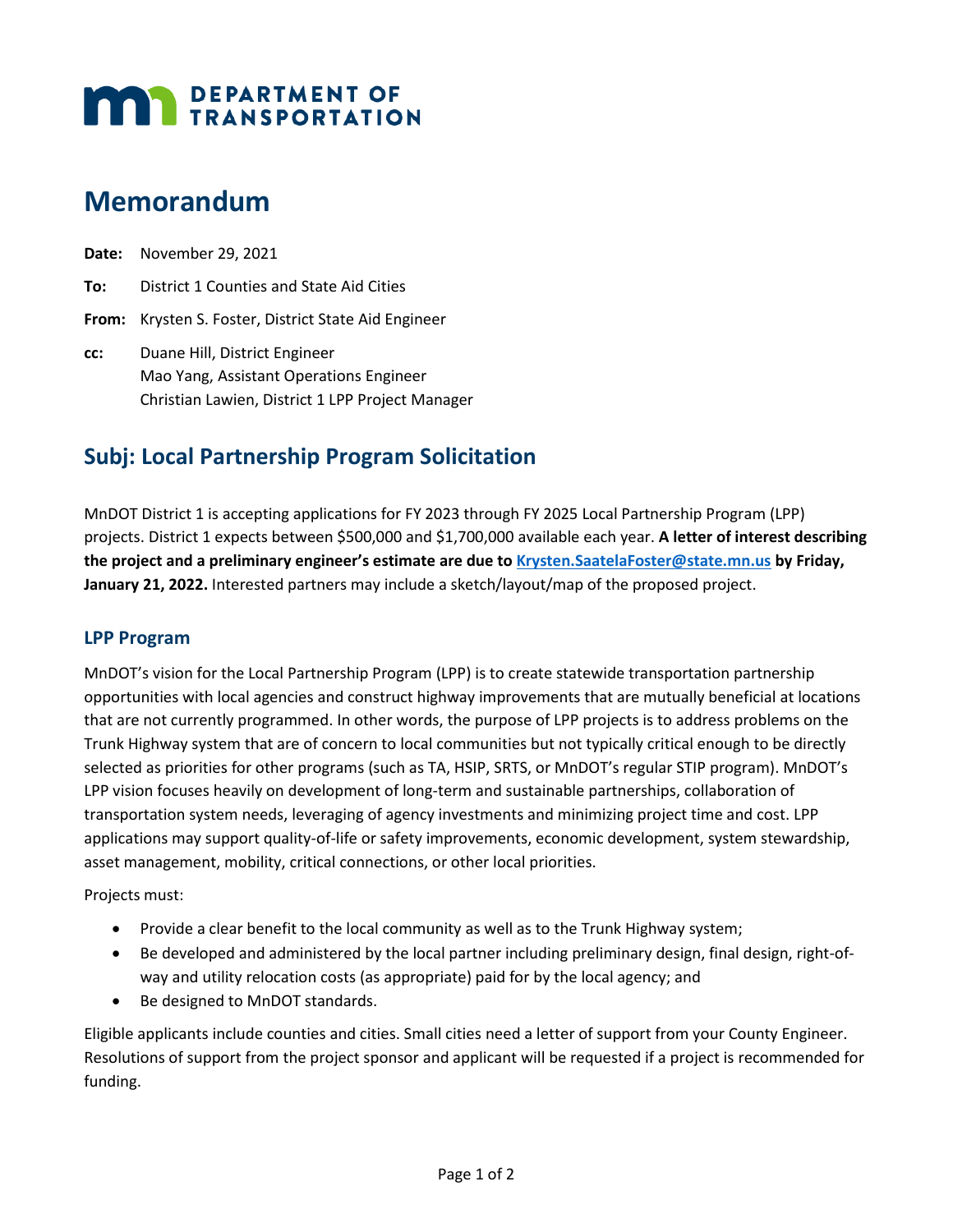# DEPARTMENT OF TRANSPORTATION

# Memorandum

**Date:** November 29, 2021

**To:** District 1 Counties and State Aid Cities

**From:** Krysten S. Foster, District State Aid Engineer

**cc:** Duane Hill, District Engineer
Mao Yang, Assistant Operations Engineer
Christian Lawien, District 1 LPP Project Manager

## Subj: Local Partnership Program Solicitation

MnDOT District 1 is accepting applications for FY 2023 through FY 2025 Local Partnership Program (LPP) projects. District 1 expects between $500,000 and $1,700,000 available each year. **A letter of interest describing the project and a preliminary engineer's estimate are due to [Krysten.SaatelaFoster@state.mn.us](mailto:Krysten.SaatelaFoster@state.mn.us) by Friday, January 21, 2022.** Interested partners may include a sketch/layout/map of the proposed project.

### LPP Program

MnDOT's vision for the Local Partnership Program (LPP) is to create statewide transportation partnership opportunities with local agencies and construct highway improvements that are mutually beneficial at locations that are not currently programmed. In other words, the purpose of LPP projects is to address problems on the Trunk Highway system that are of concern to local communities but not typically critical enough to be directly selected as priorities for other programs (such as TA, HSIP, SRTS, or MnDOT's regular STIP program). MnDOT's LPP vision focuses heavily on development of long-term and sustainable partnerships, collaboration of transportation system needs, leveraging of agency investments and minimizing project time and cost. LPP applications may support quality-of-life or safety improvements, economic development, system stewardship, asset management, mobility, critical connections, or other local priorities.

Projects must:

- Provide a clear benefit to the local community as well as to the Trunk Highway system;
- Be developed and administered by the local partner including preliminary design, final design, right-of-way and utility relocation costs (as appropriate) paid for by the local agency; and
- Be designed to MnDOT standards.

Eligible applicants include counties and cities. Small cities need a letter of support from your County Engineer. Resolutions of support from the project sponsor and applicant will be requested if a project is recommended for funding.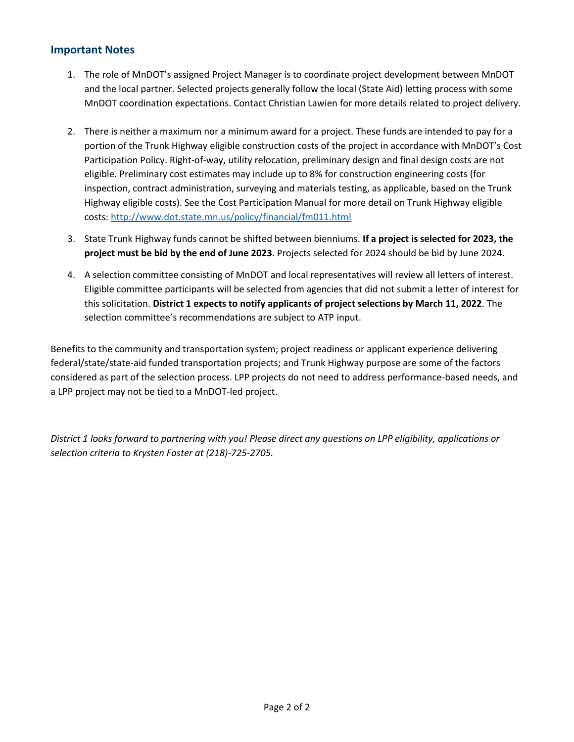## Important Notes

1. The role of MnDOT's assigned Project Manager is to coordinate project development between MnDOT and the local partner. Selected projects generally follow the local (State Aid) letting process with some MnDOT coordination expectations. Contact Christian Lawien for more details related to project delivery.

2. There is neither a maximum nor a minimum award for a project. These funds are intended to pay for a portion of the Trunk Highway eligible construction costs of the project in accordance with MnDOT's Cost Participation Policy. Right-of-way, utility relocation, preliminary design and final design costs are not eligible. Preliminary cost estimates may include up to 8% for construction engineering costs (for inspection, contract administration, surveying and materials testing, as applicable, based on the Trunk Highway eligible costs). See the Cost Participation Manual for more detail on Trunk Highway eligible costs: [http://www.dot.state.mn.us/policy/financial/fm011.html](http://www.dot.state.mn.us/policy/financial/fm011.html)

3. State Trunk Highway funds cannot be shifted between bienniums. **If a project is selected for 2023, the project must be bid by the end of June 2023**. Projects selected for 2024 should be bid by June 2024.

4. A selection committee consisting of MnDOT and local representatives will review all letters of interest. Eligible committee participants will be selected from agencies that did not submit a letter of interest for this solicitation. **District 1 expects to notify applicants of project selections by March 11, 2022**. The selection committee's recommendations are subject to ATP input.

Benefits to the community and transportation system; project readiness or applicant experience delivering federal/state/state-aid funded transportation projects; and Trunk Highway purpose are some of the factors considered as part of the selection process. LPP projects do not need to address performance-based needs, and a LPP project may not be tied to a MnDOT-led project.

*District 1 looks forward to partnering with you! Please direct any questions on LPP eligibility, applications or selection criteria to Krysten Foster at (218)-725-2705.*